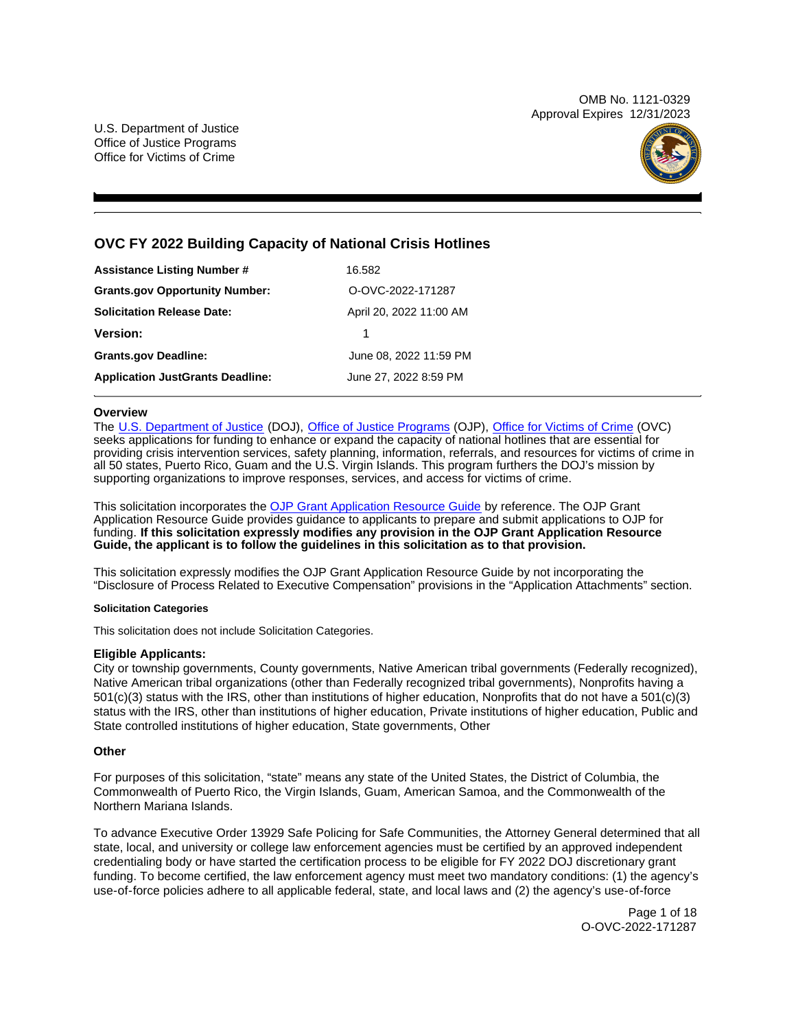OMB No. 1121-0329
Approval Expires 12/31/2023

U.S. Department of Justice
Office of Justice Programs
Office for Victims of Crime

# OVC FY 2022 Building Capacity of National Crisis Hotlines

| | |
|---|---|
| **Assistance Listing Number #** | 16.582 |
| **Grants.gov Opportunity Number:** | O-OVC-2022-171287 |
| **Solicitation Release Date:** | April 20, 2022 11:00 AM |
| **Version:** | 1 |
| **Grants.gov Deadline:** | June 08, 2022 11:59 PM |
| **Application JustGrants Deadline:** | June 27, 2022 8:59 PM |

## Overview

The U.S. Department of Justice (DOJ), Office of Justice Programs (OJP), Office for Victims of Crime (OVC) seeks applications for funding to enhance or expand the capacity of national hotlines that are essential for providing crisis intervention services, safety planning, information, referrals, and resources for victims of crime in all 50 states, Puerto Rico, Guam and the U.S. Virgin Islands. This program furthers the DOJ's mission by supporting organizations to improve responses, services, and access for victims of crime.

This solicitation incorporates the OJP Grant Application Resource Guide by reference. The OJP Grant Application Resource Guide provides guidance to applicants to prepare and submit applications to OJP for funding. **If this solicitation expressly modifies any provision in the OJP Grant Application Resource Guide, the applicant is to follow the guidelines in this solicitation as to that provision.**

This solicitation expressly modifies the OJP Grant Application Resource Guide by not incorporating the "Disclosure of Process Related to Executive Compensation" provisions in the "Application Attachments" section.

#### Solicitation Categories

This solicitation does not include Solicitation Categories.

### Eligible Applicants:

City or township governments, County governments, Native American tribal governments (Federally recognized), Native American tribal organizations (other than Federally recognized tribal governments), Nonprofits having a 501(c)(3) status with the IRS, other than institutions of higher education, Nonprofits that do not have a 501(c)(3) status with the IRS, other than institutions of higher education, Private institutions of higher education, Public and State controlled institutions of higher education, State governments, Other

### Other

For purposes of this solicitation, "state" means any state of the United States, the District of Columbia, the Commonwealth of Puerto Rico, the Virgin Islands, Guam, American Samoa, and the Commonwealth of the Northern Mariana Islands.

To advance Executive Order 13929 Safe Policing for Safe Communities, the Attorney General determined that all state, local, and university or college law enforcement agencies must be certified by an approved independent credentialing body or have started the certification process to be eligible for FY 2022 DOJ discretionary grant funding. To become certified, the law enforcement agency must meet two mandatory conditions: (1) the agency's use-of-force policies adhere to all applicable federal, state, and local laws and (2) the agency's use-of-force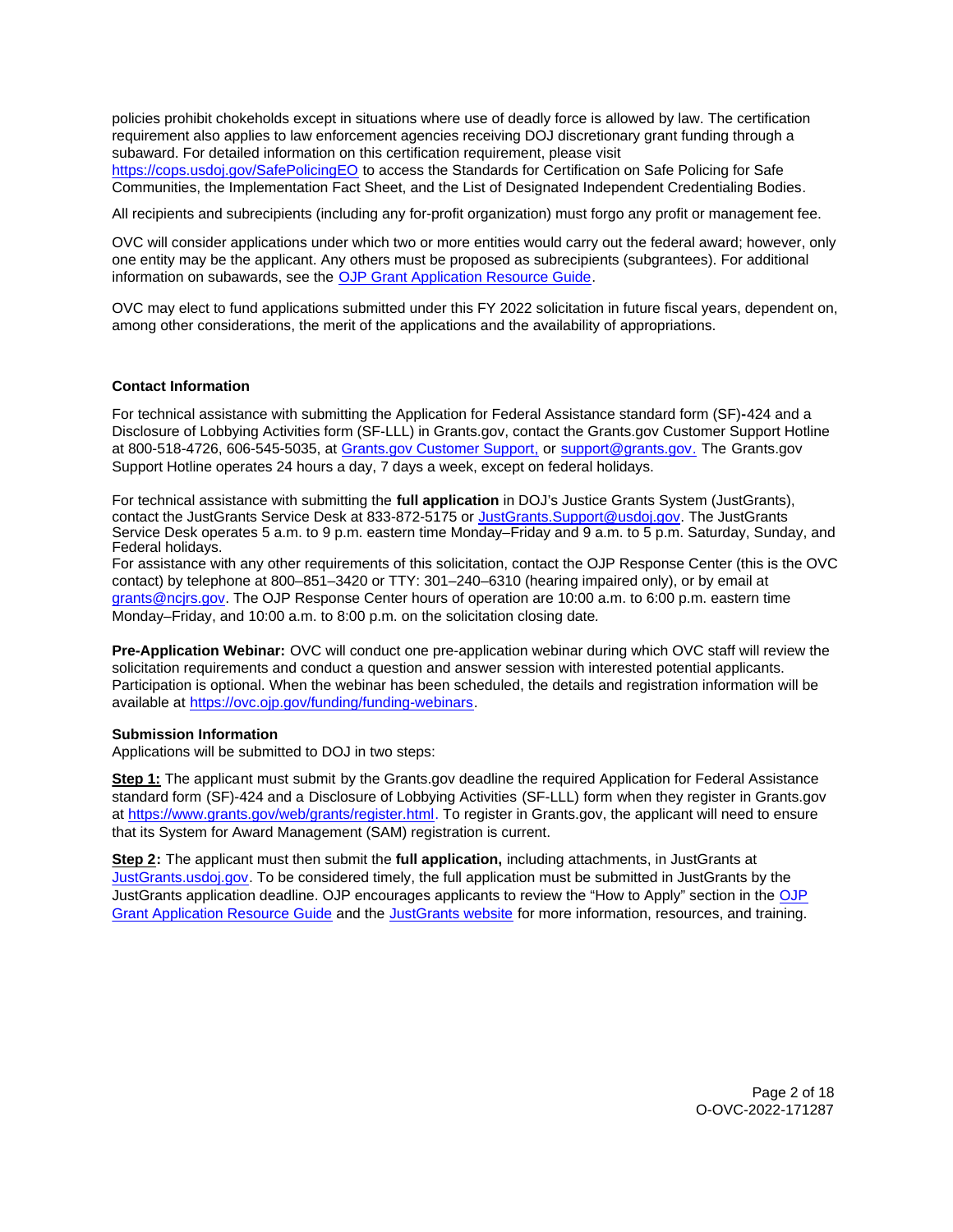policies prohibit chokeholds except in situations where use of deadly force is allowed by law. The certification requirement also applies to law enforcement agencies receiving DOJ discretionary grant funding through a subaward. For detailed information on this certification requirement, please visit https://cops.usdoj.gov/SafePolicingEO to access the Standards for Certification on Safe Policing for Safe Communities, the Implementation Fact Sheet, and the List of Designated Independent Credentialing Bodies.

All recipients and subrecipients (including any for-profit organization) must forgo any profit or management fee.

OVC will consider applications under which two or more entities would carry out the federal award; however, only one entity may be the applicant. Any others must be proposed as subrecipients (subgrantees). For additional information on subawards, see the OJP Grant Application Resource Guide.

OVC may elect to fund applications submitted under this FY 2022 solicitation in future fiscal years, dependent on, among other considerations, the merit of the applications and the availability of appropriations.

**Contact Information**

For technical assistance with submitting the Application for Federal Assistance standard form (SF)**-**424 and a Disclosure of Lobbying Activities form (SF-LLL) in Grants.gov, contact the Grants.gov Customer Support Hotline at 800-518-4726, 606-545-5035, at Grants.gov Customer Support, or support@grants.gov. The Grants.gov Support Hotline operates 24 hours a day, 7 days a week, except on federal holidays.

For technical assistance with submitting the **full application** in DOJ's Justice Grants System (JustGrants), contact the JustGrants Service Desk at 833-872-5175 or JustGrants.Support@usdoj.gov. The JustGrants Service Desk operates 5 a.m. to 9 p.m. eastern time Monday–Friday and 9 a.m. to 5 p.m. Saturday, Sunday, and Federal holidays.
For assistance with any other requirements of this solicitation, contact the OJP Response Center (this is the OVC contact) by telephone at 800–851–3420 or TTY: 301–240–6310 (hearing impaired only), or by email at grants@ncjrs.gov. The OJP Response Center hours of operation are 10:00 a.m. to 6:00 p.m. eastern time Monday–Friday, and 10:00 a.m. to 8:00 p.m. on the solicitation closing date.

**Pre-Application Webinar:** OVC will conduct one pre-application webinar during which OVC staff will review the solicitation requirements and conduct a question and answer session with interested potential applicants. Participation is optional. When the webinar has been scheduled, the details and registration information will be available at https://ovc.ojp.gov/funding/funding-webinars.

**Submission Information**

Applications will be submitted to DOJ in two steps:

**Step 1:** The applicant must submit by the Grants.gov deadline the required Application for Federal Assistance standard form (SF)-424 and a Disclosure of Lobbying Activities (SF-LLL) form when they register in Grants.gov at https://www.grants.gov/web/grants/register.html. To register in Grants.gov, the applicant will need to ensure that its System for Award Management (SAM) registration is current.

**Step 2:** The applicant must then submit the **full application,** including attachments, in JustGrants at JustGrants.usdoj.gov. To be considered timely, the full application must be submitted in JustGrants by the JustGrants application deadline. OJP encourages applicants to review the "How to Apply" section in the OJP Grant Application Resource Guide and the JustGrants website for more information, resources, and training.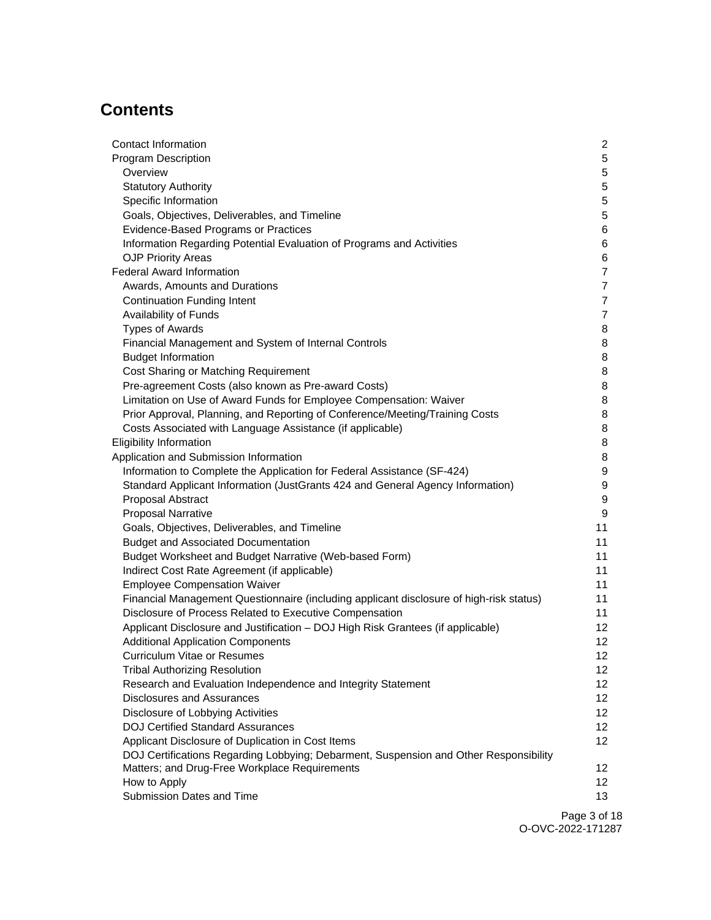# Contents

| | |
|---|---|
| Contact Information | 2 |
| Program Description | 5 |
| Overview | 5 |
| Statutory Authority | 5 |
| Specific Information | 5 |
| Goals, Objectives, Deliverables, and Timeline | 5 |
| Evidence-Based Programs or Practices | 6 |
| Information Regarding Potential Evaluation of Programs and Activities | 6 |
| OJP Priority Areas | 6 |
| Federal Award Information | 7 |
| Awards, Amounts and Durations | 7 |
| Continuation Funding Intent | 7 |
| Availability of Funds | 7 |
| Types of Awards | 8 |
| Financial Management and System of Internal Controls | 8 |
| Budget Information | 8 |
| Cost Sharing or Matching Requirement | 8 |
| Pre-agreement Costs (also known as Pre-award Costs) | 8 |
| Limitation on Use of Award Funds for Employee Compensation: Waiver | 8 |
| Prior Approval, Planning, and Reporting of Conference/Meeting/Training Costs | 8 |
| Costs Associated with Language Assistance (if applicable) | 8 |
| Eligibility Information | 8 |
| Application and Submission Information | 8 |
| Information to Complete the Application for Federal Assistance (SF-424) | 9 |
| Standard Applicant Information (JustGrants 424 and General Agency Information) | 9 |
| Proposal Abstract | 9 |
| Proposal Narrative | 9 |
| Goals, Objectives, Deliverables, and Timeline | 11 |
| Budget and Associated Documentation | 11 |
| Budget Worksheet and Budget Narrative (Web-based Form) | 11 |
| Indirect Cost Rate Agreement (if applicable) | 11 |
| Employee Compensation Waiver | 11 |
| Financial Management Questionnaire (including applicant disclosure of high-risk status) | 11 |
| Disclosure of Process Related to Executive Compensation | 11 |
| Applicant Disclosure and Justification – DOJ High Risk Grantees (if applicable) | 12 |
| Additional Application Components | 12 |
| Curriculum Vitae or Resumes | 12 |
| Tribal Authorizing Resolution | 12 |
| Research and Evaluation Independence and Integrity Statement | 12 |
| Disclosures and Assurances | 12 |
| Disclosure of Lobbying Activities | 12 |
| DOJ Certified Standard Assurances | 12 |
| Applicant Disclosure of Duplication in Cost Items | 12 |
| DOJ Certifications Regarding Lobbying; Debarment, Suspension and Other Responsibility Matters; and Drug-Free Workplace Requirements | 12 |
| How to Apply | 12 |
| Submission Dates and Time | 13 |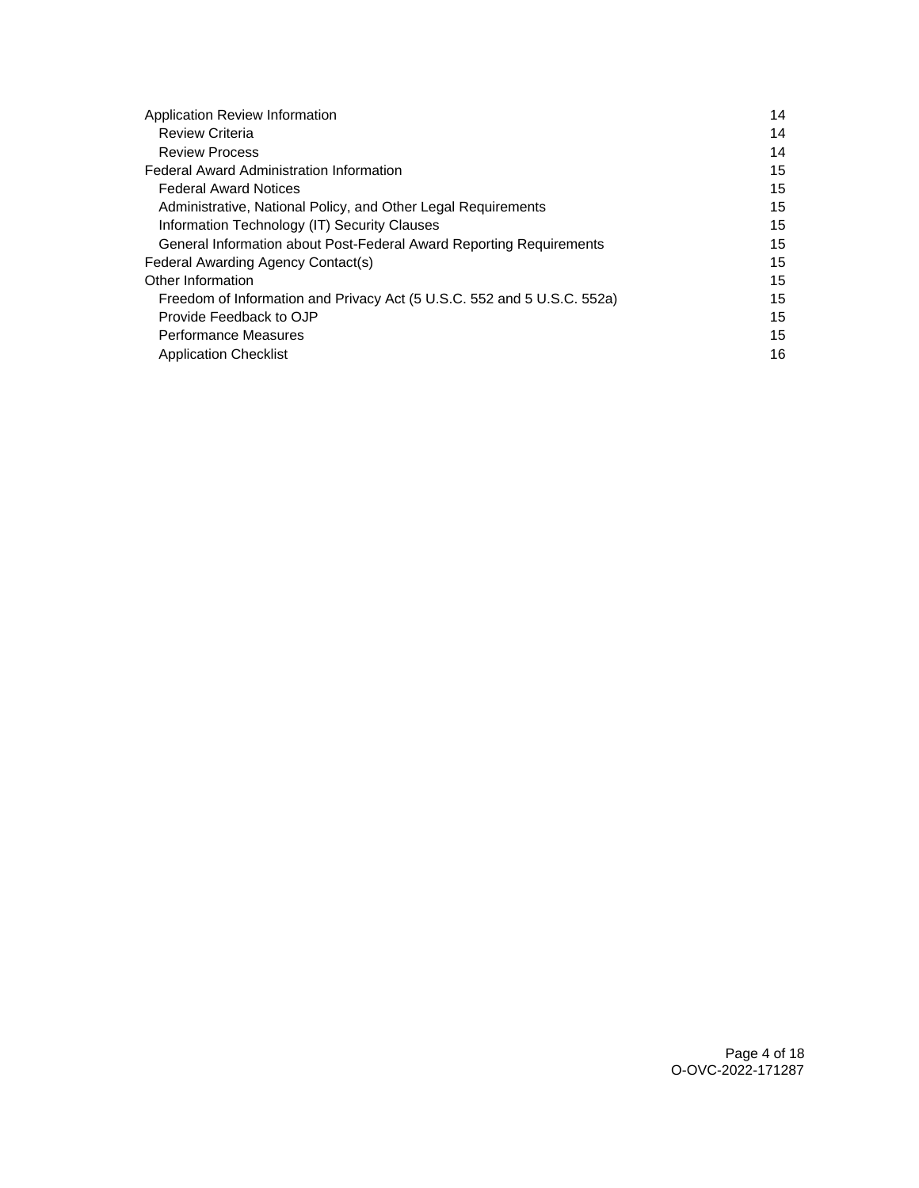| | |
|---|---|
| Application Review Information | 14 |
| Review Criteria | 14 |
| Review Process | 14 |
| Federal Award Administration Information | 15 |
| Federal Award Notices | 15 |
| Administrative, National Policy, and Other Legal Requirements | 15 |
| Information Technology (IT) Security Clauses | 15 |
| General Information about Post-Federal Award Reporting Requirements | 15 |
| Federal Awarding Agency Contact(s) | 15 |
| Other Information | 15 |
| Freedom of Information and Privacy Act (5 U.S.C. 552 and 5 U.S.C. 552a) | 15 |
| Provide Feedback to OJP | 15 |
| Performance Measures | 15 |
| Application Checklist | 16 |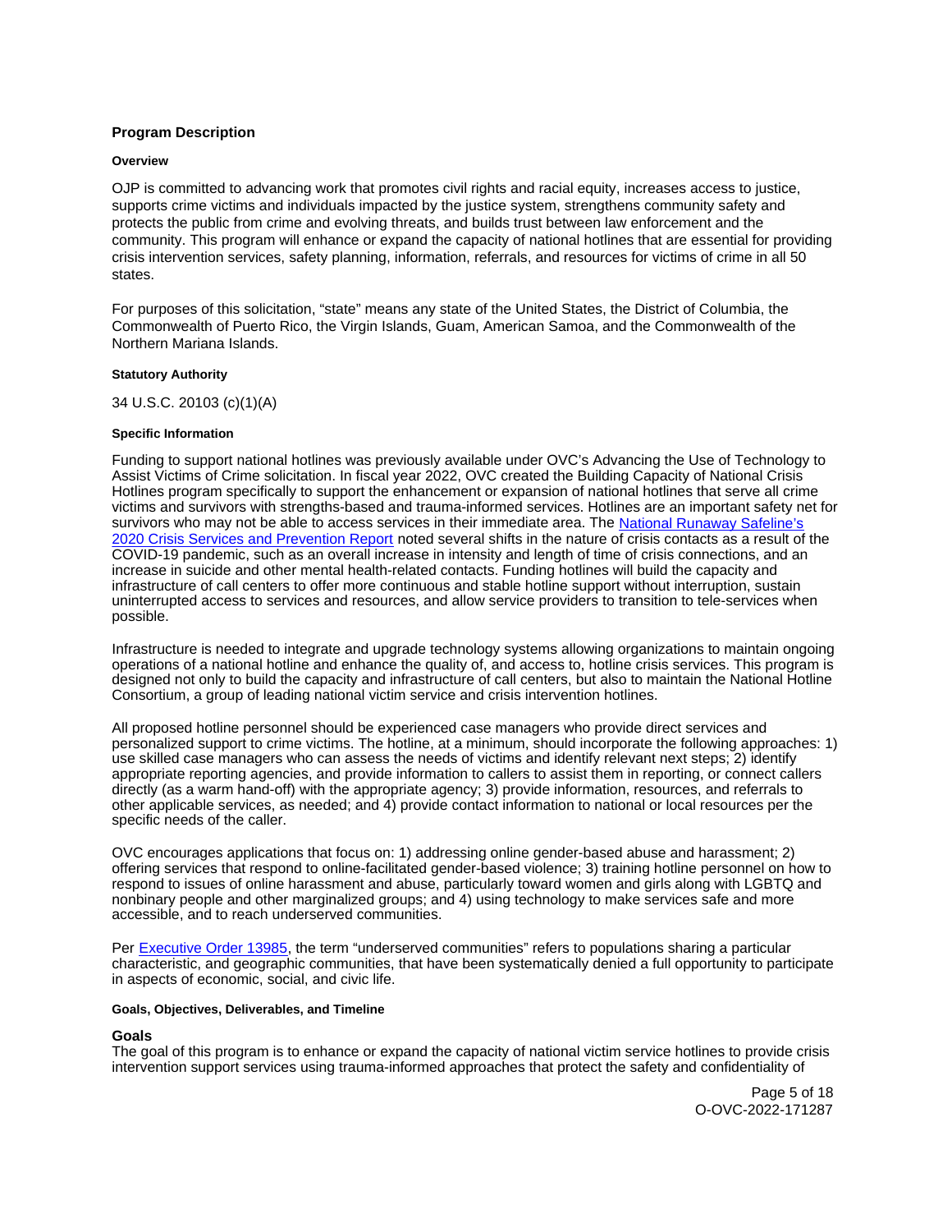## Program Description

### Overview

OJP is committed to advancing work that promotes civil rights and racial equity, increases access to justice, supports crime victims and individuals impacted by the justice system, strengthens community safety and protects the public from crime and evolving threats, and builds trust between law enforcement and the community. This program will enhance or expand the capacity of national hotlines that are essential for providing crisis intervention services, safety planning, information, referrals, and resources for victims of crime in all 50 states.

For purposes of this solicitation, "state" means any state of the United States, the District of Columbia, the Commonwealth of Puerto Rico, the Virgin Islands, Guam, American Samoa, and the Commonwealth of the Northern Mariana Islands.

### Statutory Authority

34 U.S.C. 20103 (c)(1)(A)

### Specific Information

Funding to support national hotlines was previously available under OVC's Advancing the Use of Technology to Assist Victims of Crime solicitation. In fiscal year 2022, OVC created the Building Capacity of National Crisis Hotlines program specifically to support the enhancement or expansion of national hotlines that serve all crime victims and survivors with strengths-based and trauma-informed services. Hotlines are an important safety net for survivors who may not be able to access services in their immediate area. The National Runaway Safeline's 2020 Crisis Services and Prevention Report noted several shifts in the nature of crisis contacts as a result of the COVID-19 pandemic, such as an overall increase in intensity and length of time of crisis connections, and an increase in suicide and other mental health-related contacts. Funding hotlines will build the capacity and infrastructure of call centers to offer more continuous and stable hotline support without interruption, sustain uninterrupted access to services and resources, and allow service providers to transition to tele-services when possible.

Infrastructure is needed to integrate and upgrade technology systems allowing organizations to maintain ongoing operations of a national hotline and enhance the quality of, and access to, hotline crisis services. This program is designed not only to build the capacity and infrastructure of call centers, but also to maintain the National Hotline Consortium, a group of leading national victim service and crisis intervention hotlines.

All proposed hotline personnel should be experienced case managers who provide direct services and personalized support to crime victims. The hotline, at a minimum, should incorporate the following approaches: 1) use skilled case managers who can assess the needs of victims and identify relevant next steps; 2) identify appropriate reporting agencies, and provide information to callers to assist them in reporting, or connect callers directly (as a warm hand-off) with the appropriate agency; 3) provide information, resources, and referrals to other applicable services, as needed; and 4) provide contact information to national or local resources per the specific needs of the caller.

OVC encourages applications that focus on: 1) addressing online gender-based abuse and harassment; 2) offering services that respond to online-facilitated gender-based violence; 3) training hotline personnel on how to respond to issues of online harassment and abuse, particularly toward women and girls along with LGBTQ and nonbinary people and other marginalized groups; and 4) using technology to make services safe and more accessible, and to reach underserved communities.

Per Executive Order 13985, the term "underserved communities" refers to populations sharing a particular characteristic, and geographic communities, that have been systematically denied a full opportunity to participate in aspects of economic, social, and civic life.

### Goals, Objectives, Deliverables, and Timeline

#### Goals

The goal of this program is to enhance or expand the capacity of national victim service hotlines to provide crisis intervention support services using trauma-informed approaches that protect the safety and confidentiality of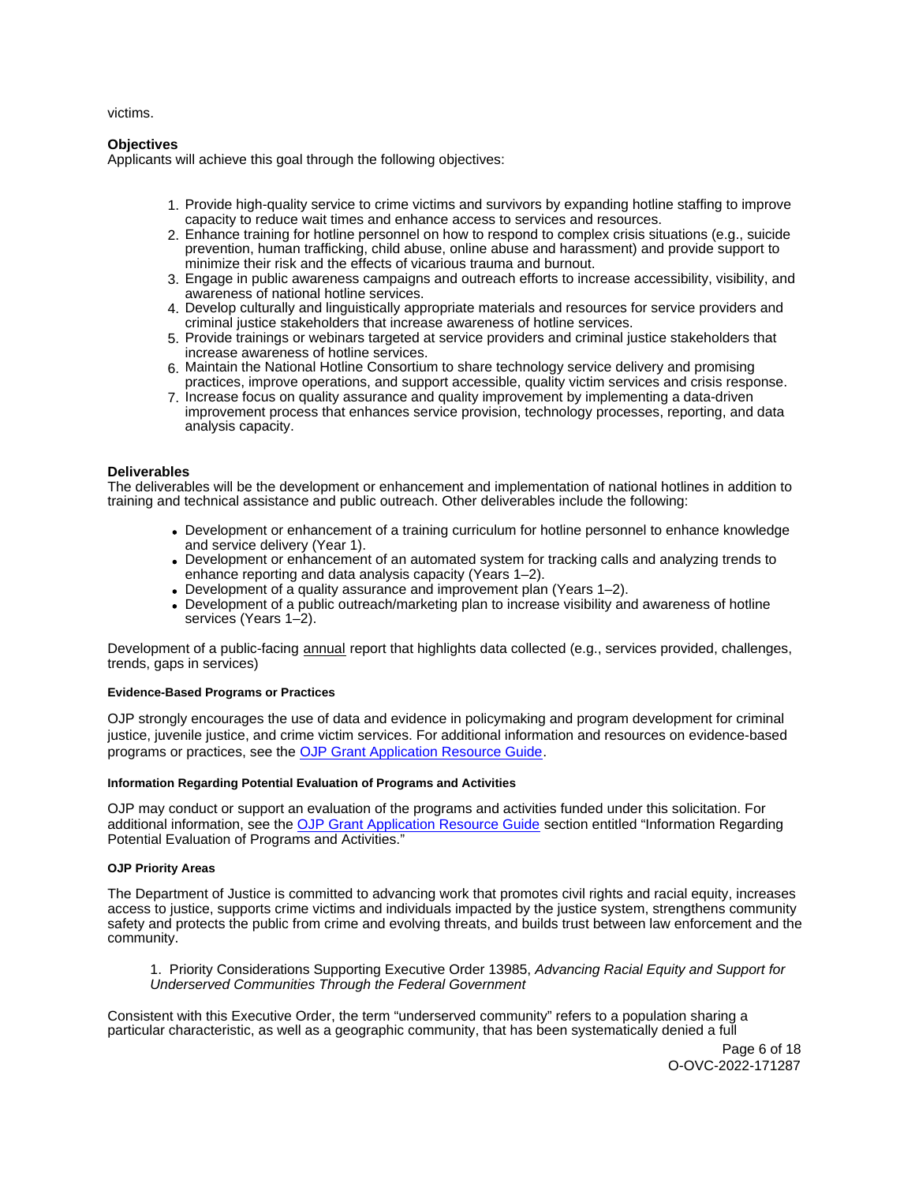victims.

**Objectives**

Applicants will achieve this goal through the following objectives:

1. Provide high-quality service to crime victims and survivors by expanding hotline staffing to improve capacity to reduce wait times and enhance access to services and resources.
2. Enhance training for hotline personnel on how to respond to complex crisis situations (e.g., suicide prevention, human trafficking, child abuse, online abuse and harassment) and provide support to minimize their risk and the effects of vicarious trauma and burnout.
3. Engage in public awareness campaigns and outreach efforts to increase accessibility, visibility, and awareness of national hotline services.
4. Develop culturally and linguistically appropriate materials and resources for service providers and criminal justice stakeholders that increase awareness of hotline services.
5. Provide trainings or webinars targeted at service providers and criminal justice stakeholders that increase awareness of hotline services.
6. Maintain the National Hotline Consortium to share technology service delivery and promising practices, improve operations, and support accessible, quality victim services and crisis response.
7. Increase focus on quality assurance and quality improvement by implementing a data-driven improvement process that enhances service provision, technology processes, reporting, and data analysis capacity.

**Deliverables**

The deliverables will be the development or enhancement and implementation of national hotlines in addition to training and technical assistance and public outreach. Other deliverables include the following:

- Development or enhancement of a training curriculum for hotline personnel to enhance knowledge and service delivery (Year 1).
- Development or enhancement of an automated system for tracking calls and analyzing trends to enhance reporting and data analysis capacity (Years 1–2).
- Development of a quality assurance and improvement plan (Years 1–2).
- Development of a public outreach/marketing plan to increase visibility and awareness of hotline services (Years 1–2).

Development of a public-facing annual report that highlights data collected (e.g., services provided, challenges, trends, gaps in services)

#### Evidence-Based Programs or Practices

OJP strongly encourages the use of data and evidence in policymaking and program development for criminal justice, juvenile justice, and crime victim services. For additional information and resources on evidence-based programs or practices, see the OJP Grant Application Resource Guide.

#### Information Regarding Potential Evaluation of Programs and Activities

OJP may conduct or support an evaluation of the programs and activities funded under this solicitation. For additional information, see the OJP Grant Application Resource Guide section entitled "Information Regarding Potential Evaluation of Programs and Activities."

#### OJP Priority Areas

The Department of Justice is committed to advancing work that promotes civil rights and racial equity, increases access to justice, supports crime victims and individuals impacted by the justice system, strengthens community safety and protects the public from crime and evolving threats, and builds trust between law enforcement and the community.

1. Priority Considerations Supporting Executive Order 13985, *Advancing Racial Equity and Support for Underserved Communities Through the Federal Government*

Consistent with this Executive Order, the term "underserved community" refers to a population sharing a particular characteristic, as well as a geographic community, that has been systematically denied a full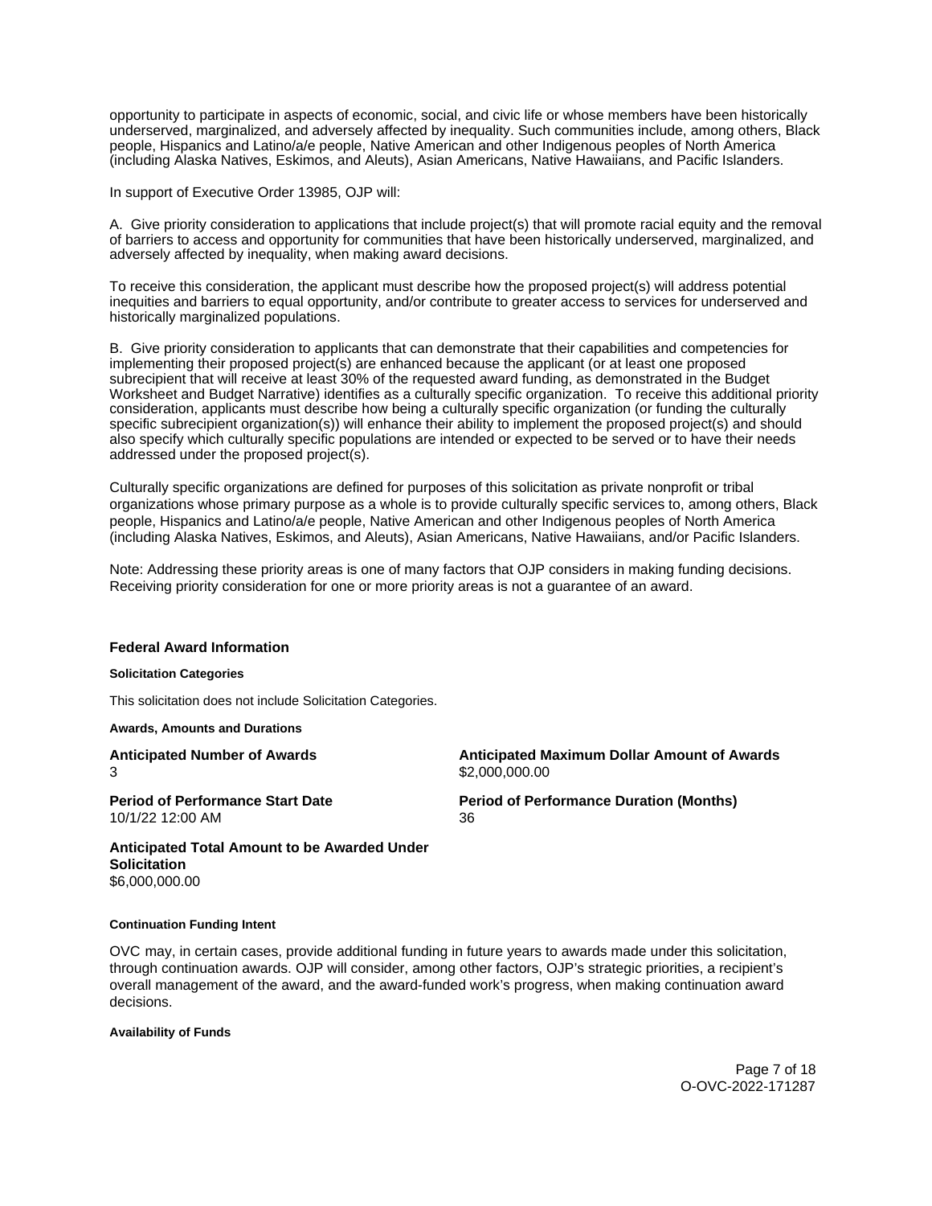opportunity to participate in aspects of economic, social, and civic life or whose members have been historically underserved, marginalized, and adversely affected by inequality. Such communities include, among others, Black people, Hispanics and Latino/a/e people, Native American and other Indigenous peoples of North America (including Alaska Natives, Eskimos, and Aleuts), Asian Americans, Native Hawaiians, and Pacific Islanders.

In support of Executive Order 13985, OJP will:

A. Give priority consideration to applications that include project(s) that will promote racial equity and the removal of barriers to access and opportunity for communities that have been historically underserved, marginalized, and adversely affected by inequality, when making award decisions.

To receive this consideration, the applicant must describe how the proposed project(s) will address potential inequities and barriers to equal opportunity, and/or contribute to greater access to services for underserved and historically marginalized populations.

B. Give priority consideration to applicants that can demonstrate that their capabilities and competencies for implementing their proposed project(s) are enhanced because the applicant (or at least one proposed subrecipient that will receive at least 30% of the requested award funding, as demonstrated in the Budget Worksheet and Budget Narrative) identifies as a culturally specific organization. To receive this additional priority consideration, applicants must describe how being a culturally specific organization (or funding the culturally specific subrecipient organization(s)) will enhance their ability to implement the proposed project(s) and should also specify which culturally specific populations are intended or expected to be served or to have their needs addressed under the proposed project(s).

Culturally specific organizations are defined for purposes of this solicitation as private nonprofit or tribal organizations whose primary purpose as a whole is to provide culturally specific services to, among others, Black people, Hispanics and Latino/a/e people, Native American and other Indigenous peoples of North America (including Alaska Natives, Eskimos, and Aleuts), Asian Americans, Native Hawaiians, and/or Pacific Islanders.

Note: Addressing these priority areas is one of many factors that OJP considers in making funding decisions. Receiving priority consideration for one or more priority areas is not a guarantee of an award.

## Federal Award Information

#### Solicitation Categories

This solicitation does not include Solicitation Categories.

#### Awards, Amounts and Durations

**Anticipated Number of Awards**
3

**Anticipated Maximum Dollar Amount of Awards**
$2,000,000.00

**Period of Performance Start Date**
10/1/22 12:00 AM

**Period of Performance Duration (Months)**
36

**Anticipated Total Amount to be Awarded Under Solicitation**
$6,000,000.00

#### Continuation Funding Intent

OVC may, in certain cases, provide additional funding in future years to awards made under this solicitation, through continuation awards. OJP will consider, among other factors, OJP's strategic priorities, a recipient's overall management of the award, and the award-funded work's progress, when making continuation award decisions.

#### Availability of Funds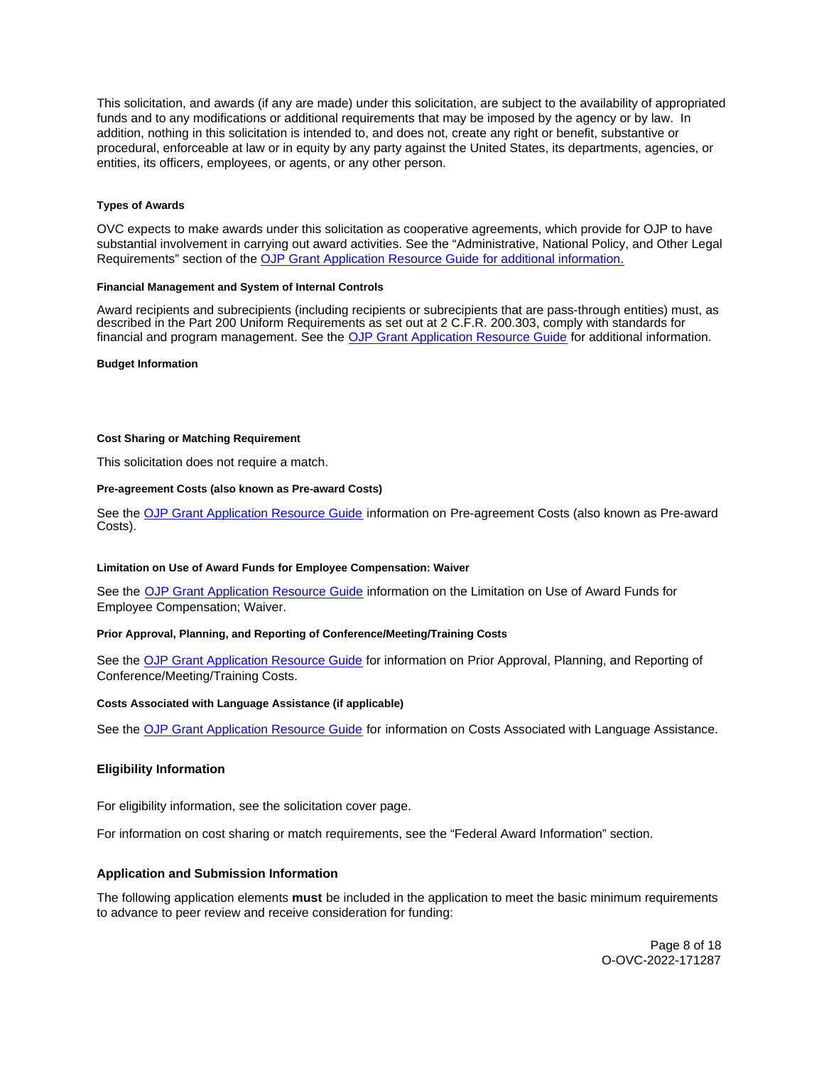This solicitation, and awards (if any are made) under this solicitation, are subject to the availability of appropriated funds and to any modifications or additional requirements that may be imposed by the agency or by law. In addition, nothing in this solicitation is intended to, and does not, create any right or benefit, substantive or procedural, enforceable at law or in equity by any party against the United States, its departments, agencies, or entities, its officers, employees, or agents, or any other person.

#### Types of Awards

OVC expects to make awards under this solicitation as cooperative agreements, which provide for OJP to have substantial involvement in carrying out award activities. See the "Administrative, National Policy, and Other Legal Requirements" section of the OJP Grant Application Resource Guide for additional information.

#### Financial Management and System of Internal Controls

Award recipients and subrecipients (including recipients or subrecipients that are pass-through entities) must, as described in the Part 200 Uniform Requirements as set out at 2 C.F.R. 200.303, comply with standards for financial and program management. See the OJP Grant Application Resource Guide for additional information.

#### Budget Information

#### Cost Sharing or Matching Requirement

This solicitation does not require a match.

#### Pre-agreement Costs (also known as Pre-award Costs)

See the OJP Grant Application Resource Guide information on Pre-agreement Costs (also known as Pre-award Costs).

#### Limitation on Use of Award Funds for Employee Compensation: Waiver

See the OJP Grant Application Resource Guide information on the Limitation on Use of Award Funds for Employee Compensation; Waiver.

#### Prior Approval, Planning, and Reporting of Conference/Meeting/Training Costs

See the OJP Grant Application Resource Guide for information on Prior Approval, Planning, and Reporting of Conference/Meeting/Training Costs.

#### Costs Associated with Language Assistance (if applicable)

See the OJP Grant Application Resource Guide for information on Costs Associated with Language Assistance.

### Eligibility Information

For eligibility information, see the solicitation cover page.

For information on cost sharing or match requirements, see the "Federal Award Information" section.

### Application and Submission Information

The following application elements **must** be included in the application to meet the basic minimum requirements to advance to peer review and receive consideration for funding: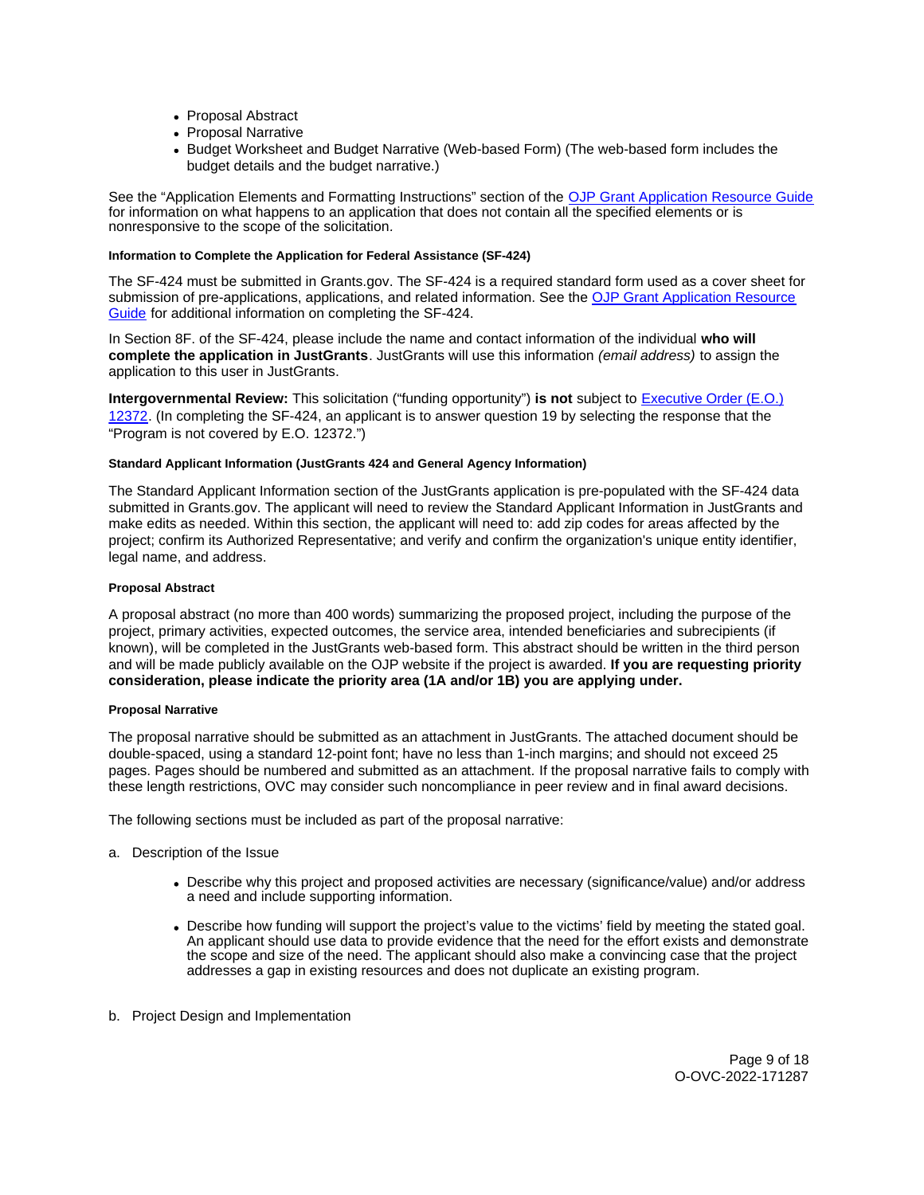- Proposal Abstract
- Proposal Narrative
- Budget Worksheet and Budget Narrative (Web-based Form) (The web-based form includes the budget details and the budget narrative.)

See the "Application Elements and Formatting Instructions" section of the [OJP Grant Application Resource Guide](https://www.ojp.gov/funding/apply/ojp-grant-application-resource-guide) for information on what happens to an application that does not contain all the specified elements or is nonresponsive to the scope of the solicitation.

#### Information to Complete the Application for Federal Assistance (SF-424)

The SF-424 must be submitted in Grants.gov. The SF-424 is a required standard form used as a cover sheet for submission of pre-applications, applications, and related information. See the [OJP Grant Application Resource Guide](https://www.ojp.gov/funding/apply/ojp-grant-application-resource-guide) for additional information on completing the SF-424.

In Section 8F. of the SF-424, please include the name and contact information of the individual **who will complete the application in JustGrants**. JustGrants will use this information *(email address)* to assign the application to this user in JustGrants.

**Intergovernmental Review:** This solicitation ("funding opportunity") **is not** subject to [Executive Order (E.O.) 12372](https://www.archives.gov/federal-register/codification/executive-order/12372.html). (In completing the SF-424, an applicant is to answer question 19 by selecting the response that the "Program is not covered by E.O. 12372.")

#### Standard Applicant Information (JustGrants 424 and General Agency Information)

The Standard Applicant Information section of the JustGrants application is pre-populated with the SF-424 data submitted in Grants.gov. The applicant will need to review the Standard Applicant Information in JustGrants and make edits as needed. Within this section, the applicant will need to: add zip codes for areas affected by the project; confirm its Authorized Representative; and verify and confirm the organization's unique entity identifier, legal name, and address.

#### Proposal Abstract

A proposal abstract (no more than 400 words) summarizing the proposed project, including the purpose of the project, primary activities, expected outcomes, the service area, intended beneficiaries and subrecipients (if known), will be completed in the JustGrants web-based form. This abstract should be written in the third person and will be made publicly available on the OJP website if the project is awarded. **If you are requesting priority consideration, please indicate the priority area (1A and/or 1B) you are applying under.**

#### Proposal Narrative

The proposal narrative should be submitted as an attachment in JustGrants. The attached document should be double-spaced, using a standard 12-point font; have no less than 1-inch margins; and should not exceed 25 pages. Pages should be numbered and submitted as an attachment. If the proposal narrative fails to comply with these length restrictions, OVC may consider such noncompliance in peer review and in final award decisions.

The following sections must be included as part of the proposal narrative:

a. Description of the Issue

- Describe why this project and proposed activities are necessary (significance/value) and/or address a need and include supporting information.
- Describe how funding will support the project's value to the victims' field by meeting the stated goal. An applicant should use data to provide evidence that the need for the effort exists and demonstrate the scope and size of the need. The applicant should also make a convincing case that the project addresses a gap in existing resources and does not duplicate an existing program.

b. Project Design and Implementation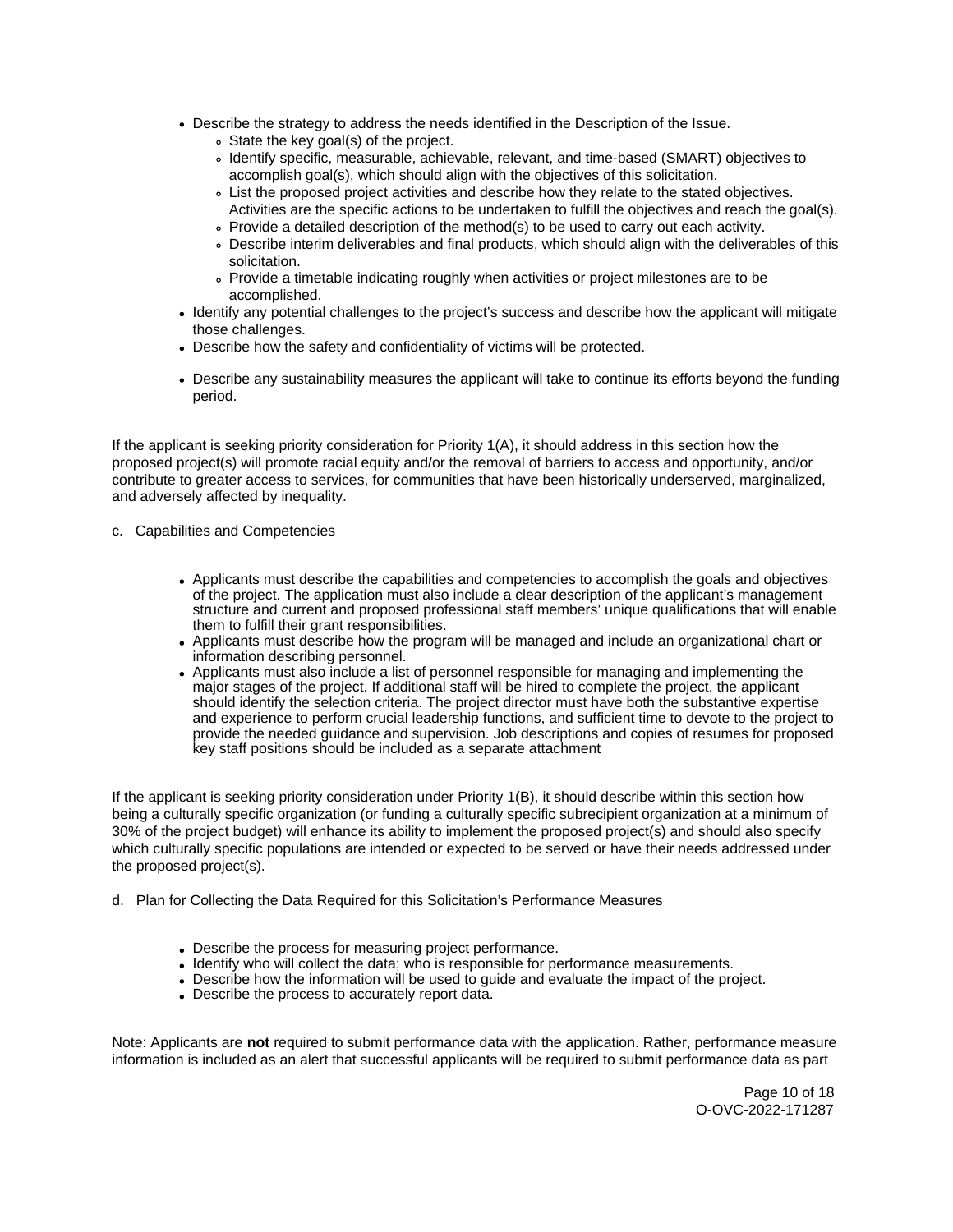- Describe the strategy to address the needs identified in the Description of the Issue.
  - State the key goal(s) of the project.
  - Identify specific, measurable, achievable, relevant, and time-based (SMART) objectives to accomplish goal(s), which should align with the objectives of this solicitation.
  - List the proposed project activities and describe how they relate to the stated objectives. Activities are the specific actions to be undertaken to fulfill the objectives and reach the goal(s).
  - Provide a detailed description of the method(s) to be used to carry out each activity.
  - Describe interim deliverables and final products, which should align with the deliverables of this solicitation.
  - Provide a timetable indicating roughly when activities or project milestones are to be accomplished.
- Identify any potential challenges to the project's success and describe how the applicant will mitigate those challenges.
- Describe how the safety and confidentiality of victims will be protected.
- Describe any sustainability measures the applicant will take to continue its efforts beyond the funding period.

If the applicant is seeking priority consideration for Priority 1(A), it should address in this section how the proposed project(s) will promote racial equity and/or the removal of barriers to access and opportunity, and/or contribute to greater access to services, for communities that have been historically underserved, marginalized, and adversely affected by inequality.

c. Capabilities and Competencies

- Applicants must describe the capabilities and competencies to accomplish the goals and objectives of the project. The application must also include a clear description of the applicant's management structure and current and proposed professional staff members' unique qualifications that will enable them to fulfill their grant responsibilities.
- Applicants must describe how the program will be managed and include an organizational chart or information describing personnel.
- Applicants must also include a list of personnel responsible for managing and implementing the major stages of the project. If additional staff will be hired to complete the project, the applicant should identify the selection criteria. The project director must have both the substantive expertise and experience to perform crucial leadership functions, and sufficient time to devote to the project to provide the needed guidance and supervision. Job descriptions and copies of resumes for proposed key staff positions should be included as a separate attachment

If the applicant is seeking priority consideration under Priority 1(B), it should describe within this section how being a culturally specific organization (or funding a culturally specific subrecipient organization at a minimum of 30% of the project budget) will enhance its ability to implement the proposed project(s) and should also specify which culturally specific populations are intended or expected to be served or have their needs addressed under the proposed project(s).

d. Plan for Collecting the Data Required for this Solicitation's Performance Measures

- Describe the process for measuring project performance.
- Identify who will collect the data; who is responsible for performance measurements.
- Describe how the information will be used to guide and evaluate the impact of the project.
- Describe the process to accurately report data.

Note: Applicants are **not** required to submit performance data with the application. Rather, performance measure information is included as an alert that successful applicants will be required to submit performance data as part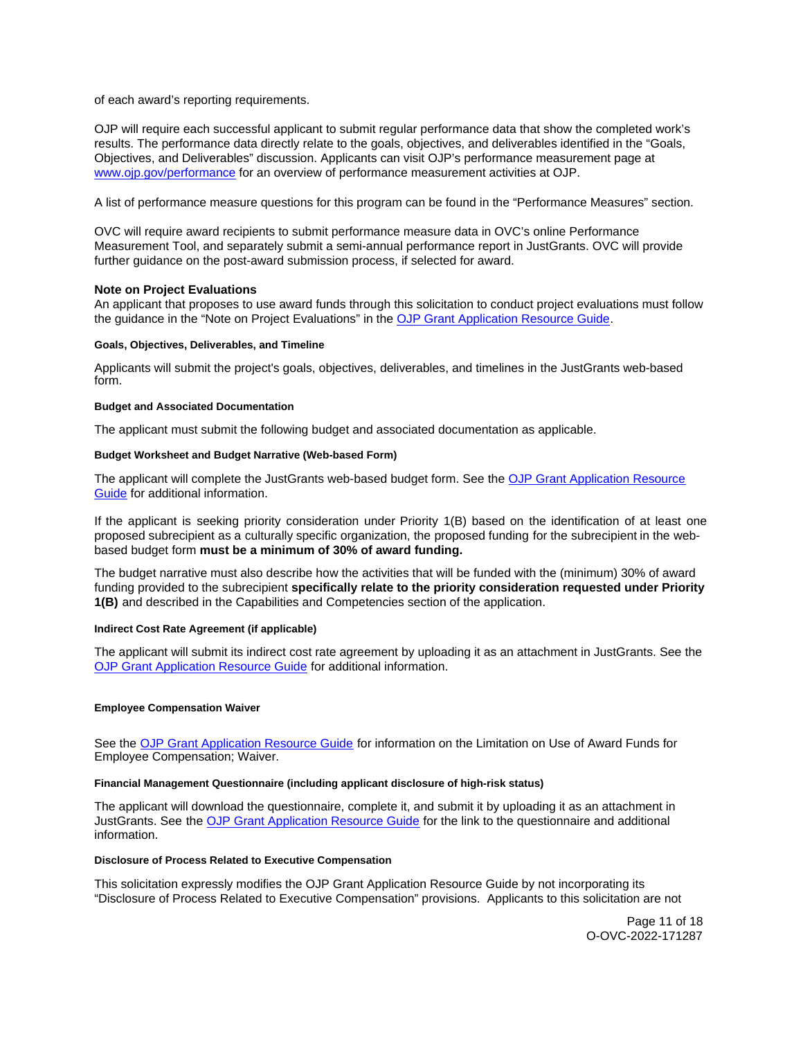of each award's reporting requirements.

OJP will require each successful applicant to submit regular performance data that show the completed work's results. The performance data directly relate to the goals, objectives, and deliverables identified in the "Goals, Objectives, and Deliverables" discussion. Applicants can visit OJP's performance measurement page at [www.ojp.gov/performance](www.ojp.gov/performance) for an overview of performance measurement activities at OJP.

A list of performance measure questions for this program can be found in the "Performance Measures" section.

OVC will require award recipients to submit performance measure data in OVC's online Performance Measurement Tool, and separately submit a semi-annual performance report in JustGrants. OVC will provide further guidance on the post-award submission process, if selected for award.

### Note on Project Evaluations

An applicant that proposes to use award funds through this solicitation to conduct project evaluations must follow the guidance in the "Note on Project Evaluations" in the OJP Grant Application Resource Guide.

#### Goals, Objectives, Deliverables, and Timeline

Applicants will submit the project's goals, objectives, deliverables, and timelines in the JustGrants web-based form.

#### Budget and Associated Documentation

The applicant must submit the following budget and associated documentation as applicable.

#### Budget Worksheet and Budget Narrative (Web-based Form)

The applicant will complete the JustGrants web-based budget form. See the OJP Grant Application Resource Guide for additional information.

If the applicant is seeking priority consideration under Priority 1(B) based on the identification of at least one proposed subrecipient as a culturally specific organization, the proposed funding for the subrecipient in the web-based budget form **must be a minimum of 30% of award funding.**

The budget narrative must also describe how the activities that will be funded with the (minimum) 30% of award funding provided to the subrecipient **specifically relate to the priority consideration requested under Priority 1(B)** and described in the Capabilities and Competencies section of the application.

#### Indirect Cost Rate Agreement (if applicable)

The applicant will submit its indirect cost rate agreement by uploading it as an attachment in JustGrants. See the OJP Grant Application Resource Guide for additional information.

#### Employee Compensation Waiver

See the OJP Grant Application Resource Guide for information on the Limitation on Use of Award Funds for Employee Compensation; Waiver.

#### Financial Management Questionnaire (including applicant disclosure of high-risk status)

The applicant will download the questionnaire, complete it, and submit it by uploading it as an attachment in JustGrants. See the OJP Grant Application Resource Guide for the link to the questionnaire and additional information.

#### Disclosure of Process Related to Executive Compensation

This solicitation expressly modifies the OJP Grant Application Resource Guide by not incorporating its "Disclosure of Process Related to Executive Compensation" provisions. Applicants to this solicitation are not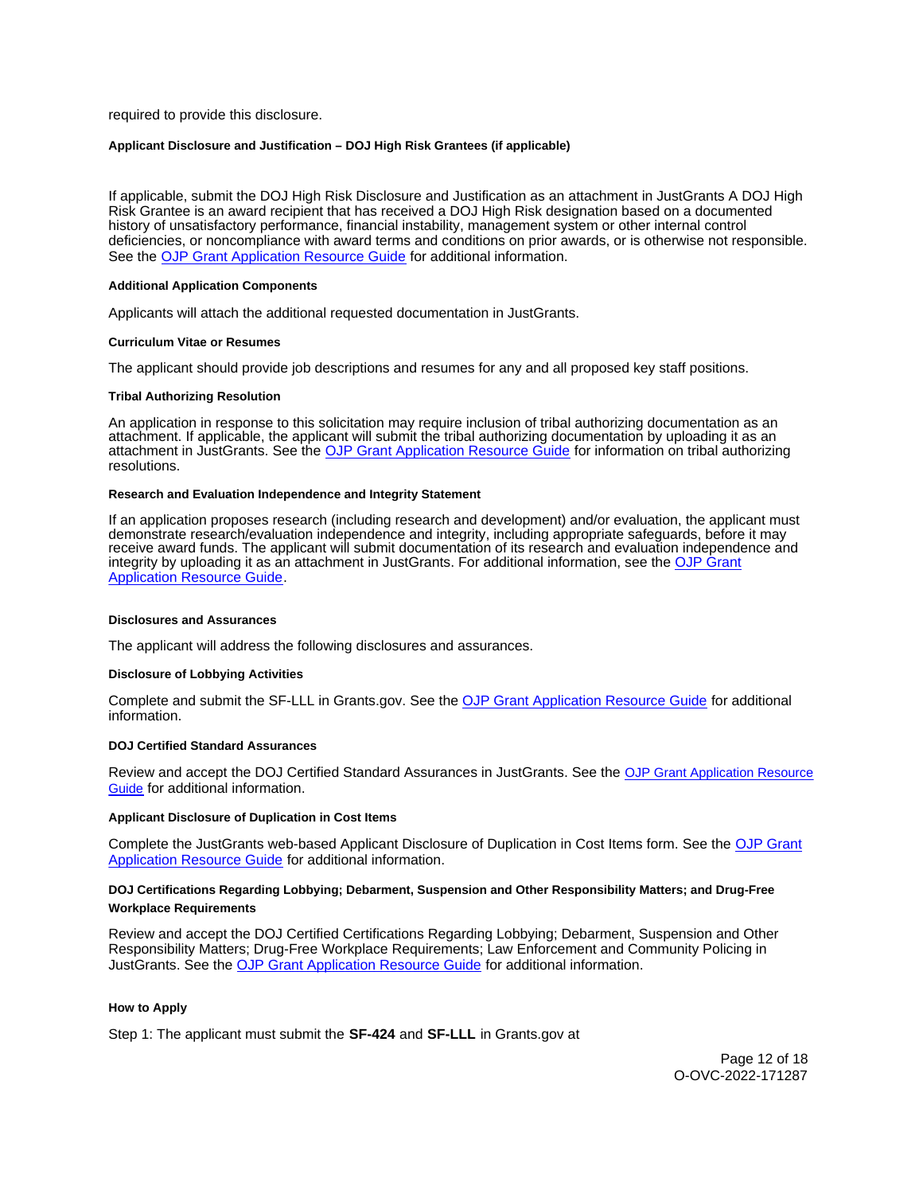required to provide this disclosure.

#### Applicant Disclosure and Justification – DOJ High Risk Grantees (if applicable)

If applicable, submit the DOJ High Risk Disclosure and Justification as an attachment in JustGrants A DOJ High Risk Grantee is an award recipient that has received a DOJ High Risk designation based on a documented history of unsatisfactory performance, financial instability, management system or other internal control deficiencies, or noncompliance with award terms and conditions on prior awards, or is otherwise not responsible. See the OJP Grant Application Resource Guide for additional information.

#### Additional Application Components

Applicants will attach the additional requested documentation in JustGrants.

#### Curriculum Vitae or Resumes

The applicant should provide job descriptions and resumes for any and all proposed key staff positions.

#### Tribal Authorizing Resolution

An application in response to this solicitation may require inclusion of tribal authorizing documentation as an attachment. If applicable, the applicant will submit the tribal authorizing documentation by uploading it as an attachment in JustGrants. See the OJP Grant Application Resource Guide for information on tribal authorizing resolutions.

#### Research and Evaluation Independence and Integrity Statement

If an application proposes research (including research and development) and/or evaluation, the applicant must demonstrate research/evaluation independence and integrity, including appropriate safeguards, before it may receive award funds. The applicant will submit documentation of its research and evaluation independence and integrity by uploading it as an attachment in JustGrants. For additional information, see the OJP Grant Application Resource Guide.

#### Disclosures and Assurances

The applicant will address the following disclosures and assurances.

#### Disclosure of Lobbying Activities

Complete and submit the SF-LLL in Grants.gov. See the OJP Grant Application Resource Guide for additional information.

#### DOJ Certified Standard Assurances

Review and accept the DOJ Certified Standard Assurances in JustGrants. See the OJP Grant Application Resource Guide for additional information.

#### Applicant Disclosure of Duplication in Cost Items

Complete the JustGrants web-based Applicant Disclosure of Duplication in Cost Items form. See the OJP Grant Application Resource Guide for additional information.

#### DOJ Certifications Regarding Lobbying; Debarment, Suspension and Other Responsibility Matters; and Drug-Free Workplace Requirements

Review and accept the DOJ Certified Certifications Regarding Lobbying; Debarment, Suspension and Other Responsibility Matters; Drug-Free Workplace Requirements; Law Enforcement and Community Policing in JustGrants. See the OJP Grant Application Resource Guide for additional information.

#### How to Apply

Step 1: The applicant must submit the **SF-424** and **SF-LLL** in Grants.gov at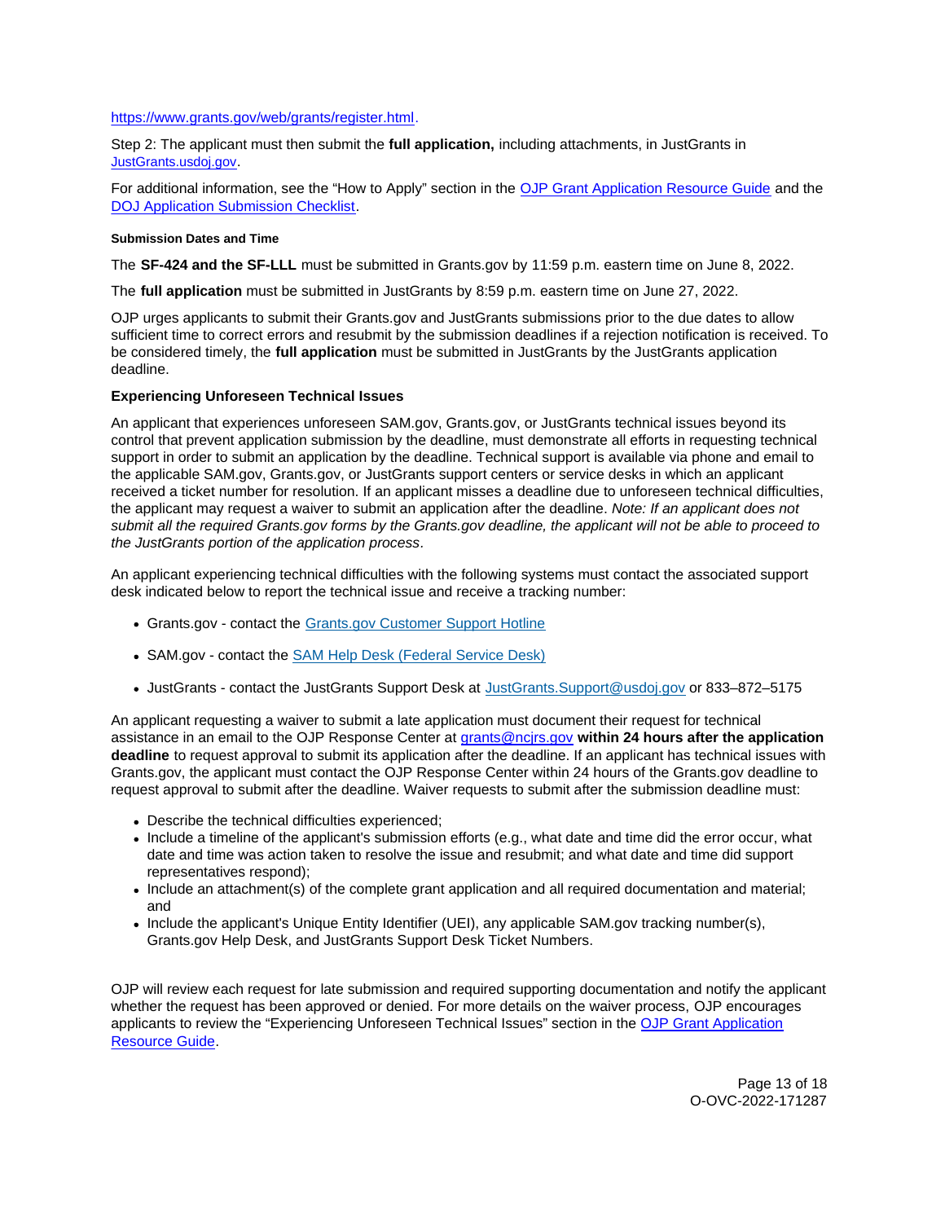https://www.grants.gov/web/grants/register.html.

Step 2: The applicant must then submit the **full application,** including attachments, in JustGrants in JustGrants.usdoj.gov.

For additional information, see the "How to Apply" section in the OJP Grant Application Resource Guide and the DOJ Application Submission Checklist.

#### Submission Dates and Time

The **SF-424 and the SF-LLL** must be submitted in Grants.gov by 11:59 p.m. eastern time on June 8, 2022.

The **full application** must be submitted in JustGrants by 8:59 p.m. eastern time on June 27, 2022.

OJP urges applicants to submit their Grants.gov and JustGrants submissions prior to the due dates to allow sufficient time to correct errors and resubmit by the submission deadlines if a rejection notification is received. To be considered timely, the **full application** must be submitted in JustGrants by the JustGrants application deadline.

### Experiencing Unforeseen Technical Issues

An applicant that experiences unforeseen SAM.gov, Grants.gov, or JustGrants technical issues beyond its control that prevent application submission by the deadline, must demonstrate all efforts in requesting technical support in order to submit an application by the deadline. Technical support is available via phone and email to the applicable SAM.gov, Grants.gov, or JustGrants support centers or service desks in which an applicant received a ticket number for resolution. If an applicant misses a deadline due to unforeseen technical difficulties, the applicant may request a waiver to submit an application after the deadline. *Note: If an applicant does not submit all the required Grants.gov forms by the Grants.gov deadline, the applicant will not be able to proceed to the JustGrants portion of the application process*.

An applicant experiencing technical difficulties with the following systems must contact the associated support desk indicated below to report the technical issue and receive a tracking number:

- Grants.gov - contact the Grants.gov Customer Support Hotline
- SAM.gov - contact the SAM Help Desk (Federal Service Desk)
- JustGrants - contact the JustGrants Support Desk at JustGrants.Support@usdoj.gov or 833–872–5175

An applicant requesting a waiver to submit a late application must document their request for technical assistance in an email to the OJP Response Center at grants@ncjrs.gov **within 24 hours after the application deadline** to request approval to submit its application after the deadline. If an applicant has technical issues with Grants.gov, the applicant must contact the OJP Response Center within 24 hours of the Grants.gov deadline to request approval to submit after the deadline. Waiver requests to submit after the submission deadline must:

- Describe the technical difficulties experienced;
- Include a timeline of the applicant's submission efforts (e.g., what date and time did the error occur, what date and time was action taken to resolve the issue and resubmit; and what date and time did support representatives respond);
- Include an attachment(s) of the complete grant application and all required documentation and material; and
- Include the applicant's Unique Entity Identifier (UEI), any applicable SAM.gov tracking number(s), Grants.gov Help Desk, and JustGrants Support Desk Ticket Numbers.

OJP will review each request for late submission and required supporting documentation and notify the applicant whether the request has been approved or denied. For more details on the waiver process, OJP encourages applicants to review the "Experiencing Unforeseen Technical Issues" section in the OJP Grant Application Resource Guide.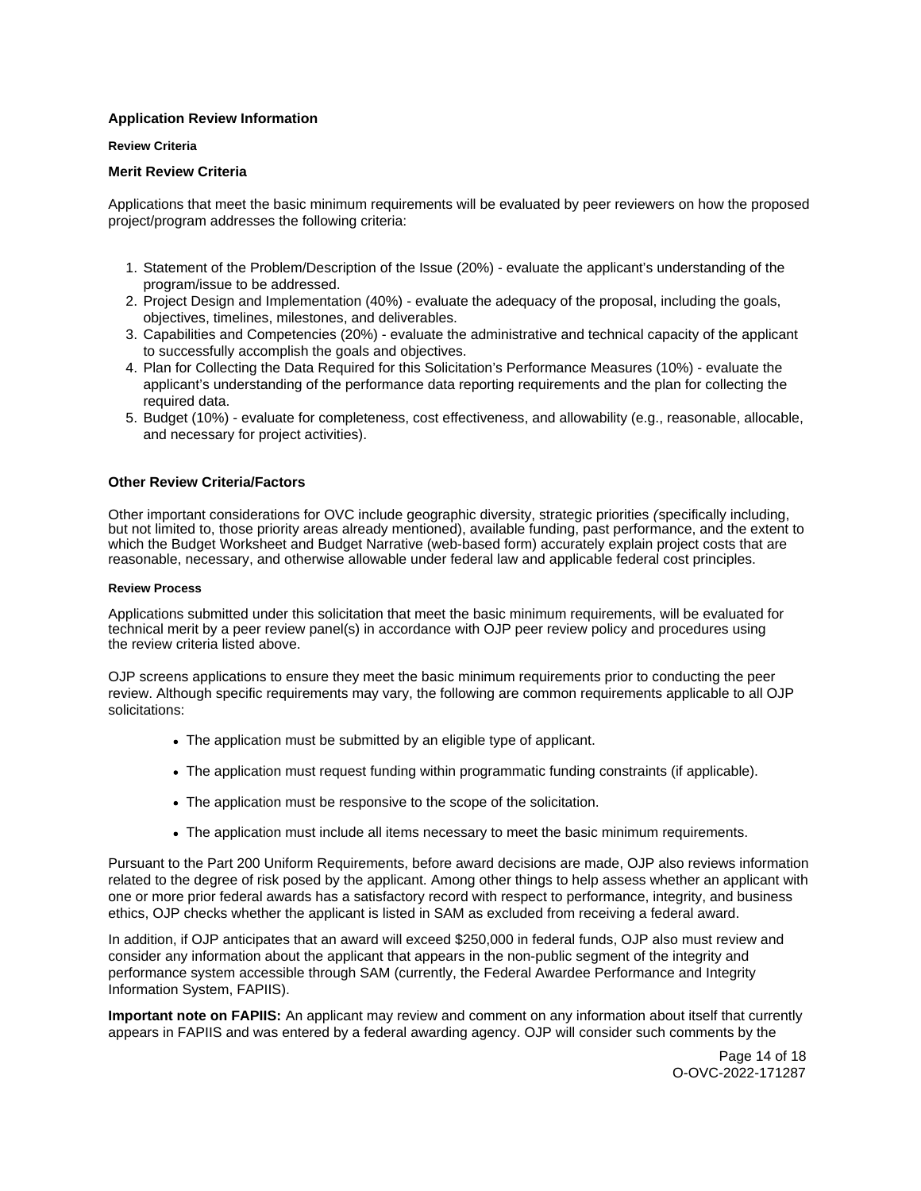## Application Review Information

#### Review Criteria

### Merit Review Criteria

Applications that meet the basic minimum requirements will be evaluated by peer reviewers on how the proposed project/program addresses the following criteria:

1. Statement of the Problem/Description of the Issue (20%) - evaluate the applicant's understanding of the program/issue to be addressed.
2. Project Design and Implementation (40%) - evaluate the adequacy of the proposal, including the goals, objectives, timelines, milestones, and deliverables.
3. Capabilities and Competencies (20%) - evaluate the administrative and technical capacity of the applicant to successfully accomplish the goals and objectives.
4. Plan for Collecting the Data Required for this Solicitation's Performance Measures (10%) - evaluate the applicant's understanding of the performance data reporting requirements and the plan for collecting the required data.
5. Budget (10%) - evaluate for completeness, cost effectiveness, and allowability (e.g., reasonable, allocable, and necessary for project activities).

### Other Review Criteria/Factors

Other important considerations for OVC include geographic diversity, strategic priorities *(*specifically including, but not limited to, those priority areas already mentioned), available funding, past performance, and the extent to which the Budget Worksheet and Budget Narrative (web-based form) accurately explain project costs that are reasonable, necessary, and otherwise allowable under federal law and applicable federal cost principles.

#### Review Process

Applications submitted under this solicitation that meet the basic minimum requirements, will be evaluated for technical merit by a peer review panel(s) in accordance with OJP peer review policy and procedures using the review criteria listed above.

OJP screens applications to ensure they meet the basic minimum requirements prior to conducting the peer review. Although specific requirements may vary, the following are common requirements applicable to all OJP solicitations:

- The application must be submitted by an eligible type of applicant.
- The application must request funding within programmatic funding constraints (if applicable).
- The application must be responsive to the scope of the solicitation.
- The application must include all items necessary to meet the basic minimum requirements.

Pursuant to the Part 200 Uniform Requirements, before award decisions are made, OJP also reviews information related to the degree of risk posed by the applicant. Among other things to help assess whether an applicant with one or more prior federal awards has a satisfactory record with respect to performance, integrity, and business ethics, OJP checks whether the applicant is listed in SAM as excluded from receiving a federal award.

In addition, if OJP anticipates that an award will exceed $250,000 in federal funds, OJP also must review and consider any information about the applicant that appears in the non-public segment of the integrity and performance system accessible through SAM (currently, the Federal Awardee Performance and Integrity Information System, FAPIIS).

**Important note on FAPIIS:** An applicant may review and comment on any information about itself that currently appears in FAPIIS and was entered by a federal awarding agency. OJP will consider such comments by the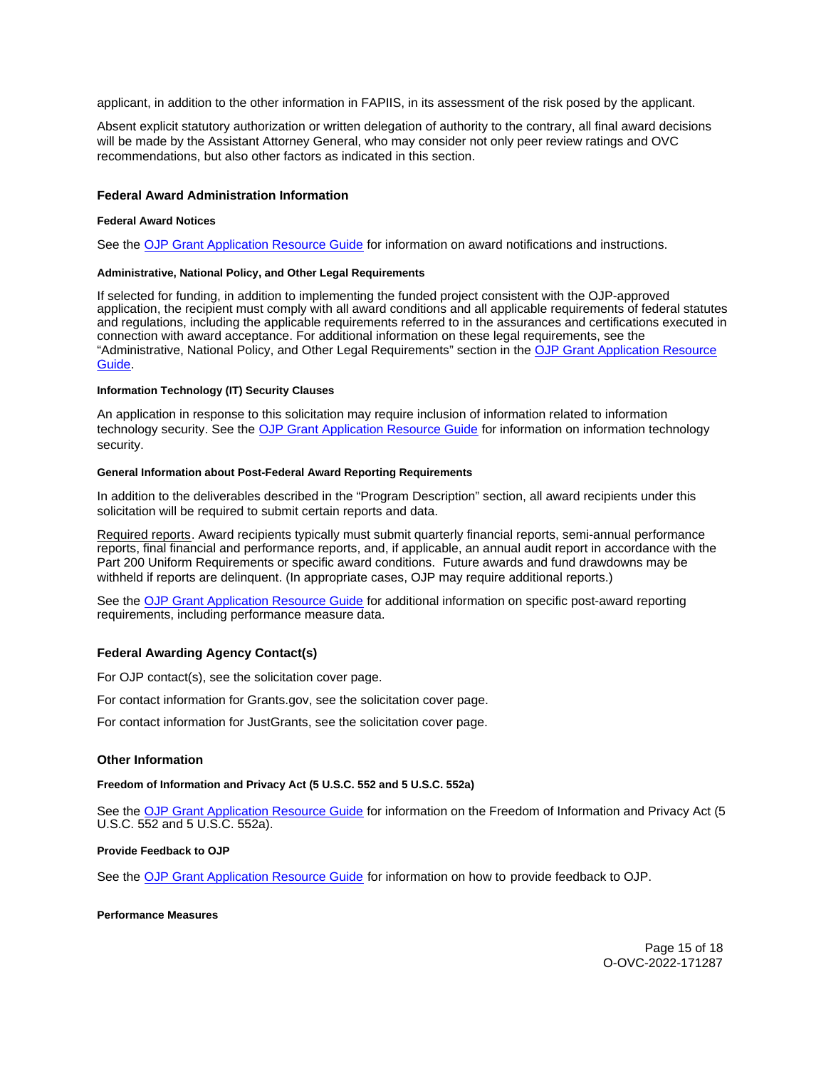applicant, in addition to the other information in FAPIIS, in its assessment of the risk posed by the applicant.

Absent explicit statutory authorization or written delegation of authority to the contrary, all final award decisions will be made by the Assistant Attorney General, who may consider not only peer review ratings and OVC recommendations, but also other factors as indicated in this section.

### Federal Award Administration Information

#### Federal Award Notices

See the OJP Grant Application Resource Guide for information on award notifications and instructions.

#### Administrative, National Policy, and Other Legal Requirements

If selected for funding, in addition to implementing the funded project consistent with the OJP-approved application, the recipient must comply with all award conditions and all applicable requirements of federal statutes and regulations, including the applicable requirements referred to in the assurances and certifications executed in connection with award acceptance. For additional information on these legal requirements, see the "Administrative, National Policy, and Other Legal Requirements" section in the OJP Grant Application Resource Guide.

#### Information Technology (IT) Security Clauses

An application in response to this solicitation may require inclusion of information related to information technology security. See the OJP Grant Application Resource Guide for information on information technology security.

#### General Information about Post-Federal Award Reporting Requirements

In addition to the deliverables described in the "Program Description" section, all award recipients under this solicitation will be required to submit certain reports and data.

Required reports. Award recipients typically must submit quarterly financial reports, semi-annual performance reports, final financial and performance reports, and, if applicable, an annual audit report in accordance with the Part 200 Uniform Requirements or specific award conditions. Future awards and fund drawdowns may be withheld if reports are delinquent. (In appropriate cases, OJP may require additional reports.)

See the OJP Grant Application Resource Guide for additional information on specific post-award reporting requirements, including performance measure data.

### Federal Awarding Agency Contact(s)

For OJP contact(s), see the solicitation cover page.

For contact information for Grants.gov, see the solicitation cover page.

For contact information for JustGrants, see the solicitation cover page.

### Other Information

#### Freedom of Information and Privacy Act (5 U.S.C. 552 and 5 U.S.C. 552a)

See the OJP Grant Application Resource Guide for information on the Freedom of Information and Privacy Act (5 U.S.C. 552 and 5 U.S.C. 552a).

#### Provide Feedback to OJP

See the OJP Grant Application Resource Guide for information on how to provide feedback to OJP.

#### Performance Measures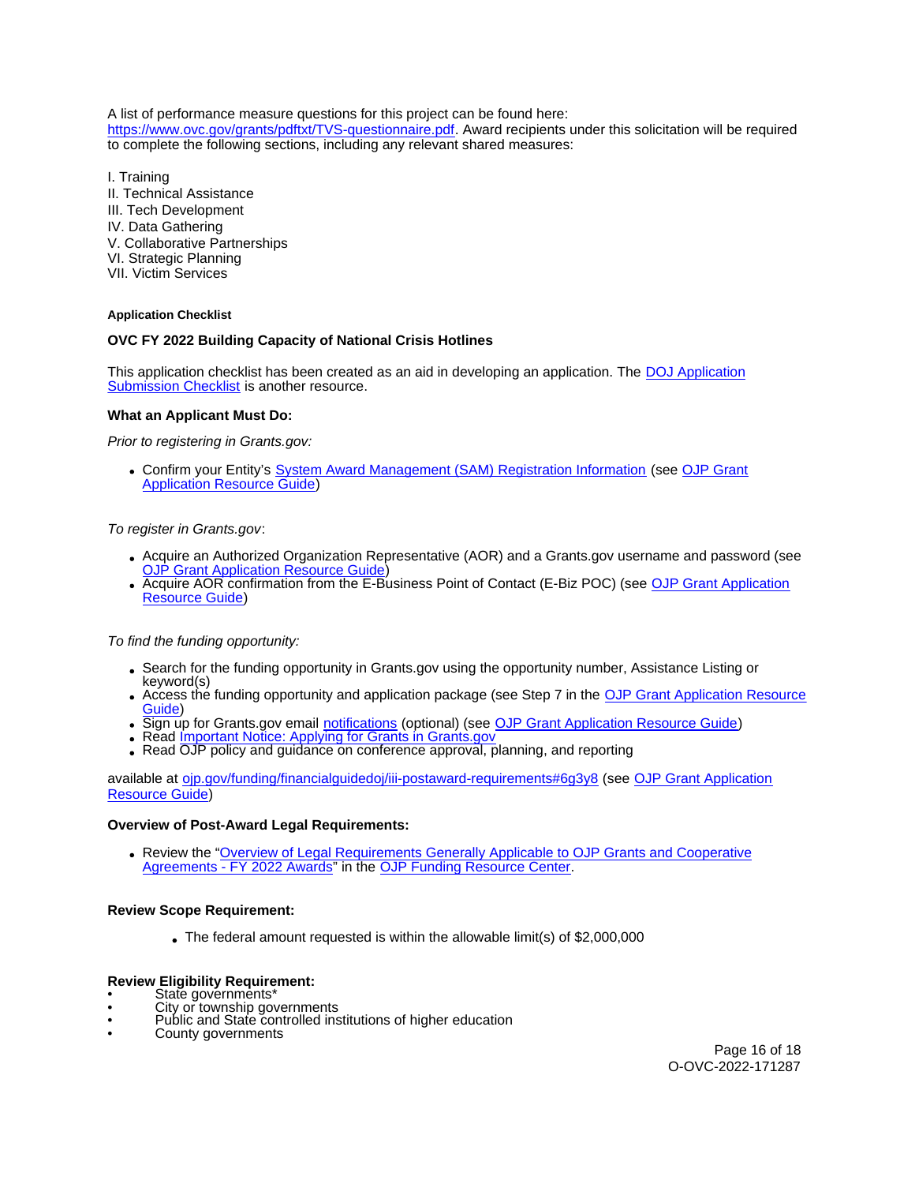A list of performance measure questions for this project can be found here: https://www.ovc.gov/grants/pdftxt/TVS-questionnaire.pdf. Award recipients under this solicitation will be required to complete the following sections, including any relevant shared measures:

I. Training
II. Technical Assistance
III. Tech Development
IV. Data Gathering
V. Collaborative Partnerships
VI. Strategic Planning
VII. Victim Services

#### Application Checklist

### OVC FY 2022 Building Capacity of National Crisis Hotlines

This application checklist has been created as an aid in developing an application. The DOJ Application Submission Checklist is another resource.

**What an Applicant Must Do:**

*Prior to registering in Grants.gov:*

- Confirm your Entity's System Award Management (SAM) Registration Information (see OJP Grant Application Resource Guide)

*To register in Grants.gov*:

- Acquire an Authorized Organization Representative (AOR) and a Grants.gov username and password (see OJP Grant Application Resource Guide)
- Acquire AOR confirmation from the E-Business Point of Contact (E-Biz POC) (see OJP Grant Application Resource Guide)

*To find the funding opportunity:*

- Search for the funding opportunity in Grants.gov using the opportunity number, Assistance Listing or keyword(s)
- Access the funding opportunity and application package (see Step 7 in the OJP Grant Application Resource Guide)
- Sign up for Grants.gov email notifications (optional) (see OJP Grant Application Resource Guide)
- Read Important Notice: Applying for Grants in Grants.gov
- Read OJP policy and guidance on conference approval, planning, and reporting

available at ojp.gov/funding/financialguidedoj/iii-postaward-requirements#6g3y8 (see OJP Grant Application Resource Guide)

**Overview of Post-Award Legal Requirements:**

- Review the "Overview of Legal Requirements Generally Applicable to OJP Grants and Cooperative Agreements - FY 2022 Awards" in the OJP Funding Resource Center.

**Review Scope Requirement:**

- The federal amount requested is within the allowable limit(s) of $2,000,000

**Review Eligibility Requirement:**

- State governments*
- City or township governments
- Public and State controlled institutions of higher education
- County governments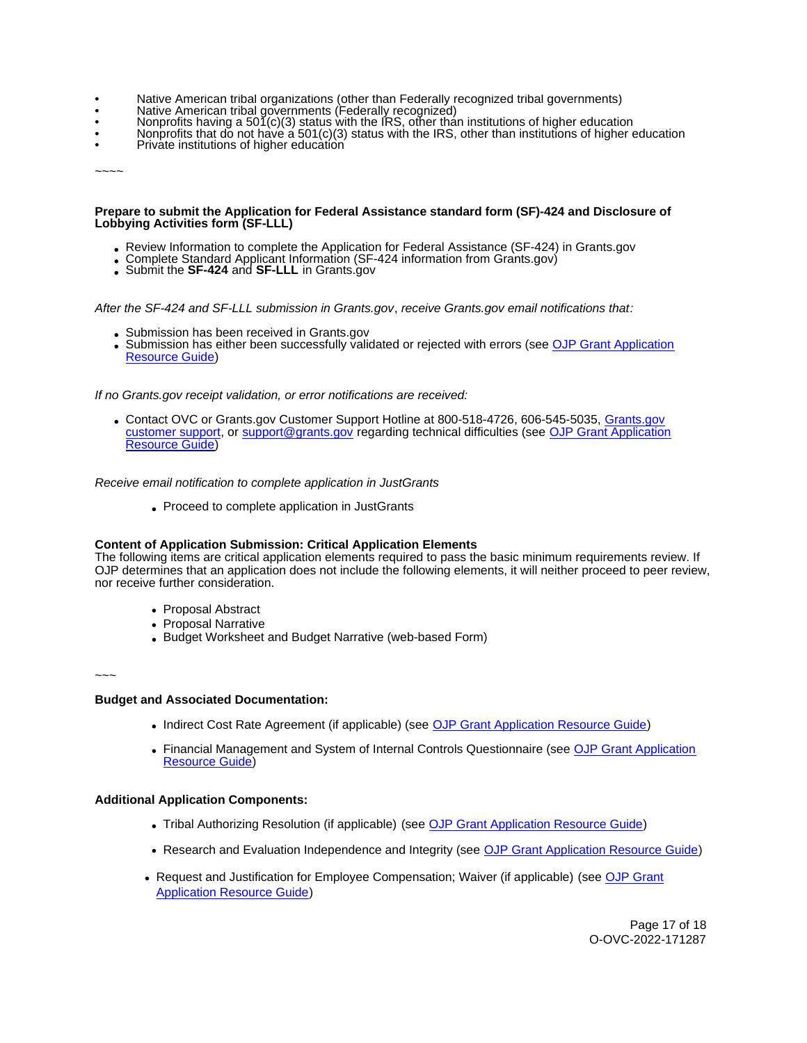- Native American tribal organizations (other than Federally recognized tribal governments)
- Native American tribal governments (Federally recognized)
- Nonprofits having a 501(c)(3) status with the IRS, other than institutions of higher education
- Nonprofits that do not have a 501(c)(3) status with the IRS, other than institutions of higher education
- Private institutions of higher education

~~~~

**Prepare to submit the Application for Federal Assistance standard form (SF)-424 and Disclosure of Lobbying Activities form (SF-LLL)**

- Review Information to complete the Application for Federal Assistance (SF-424) in Grants.gov
- Complete Standard Applicant Information (SF-424 information from Grants.gov)
- Submit the **SF-424** and **SF-LLL** in Grants.gov

*After the SF-424 and SF-LLL submission in Grants.gov*, *receive Grants.gov email notifications that:*

- Submission has been received in Grants.gov
- Submission has either been successfully validated or rejected with errors (see OJP Grant Application Resource Guide)

*If no Grants.gov receipt validation, or error notifications are received:*

- Contact OVC or Grants.gov Customer Support Hotline at 800-518-4726, 606-545-5035, Grants.gov customer support, or support@grants.gov regarding technical difficulties (see OJP Grant Application Resource Guide)

*Receive email notification to complete application in JustGrants*

- Proceed to complete application in JustGrants

**Content of Application Submission: Critical Application Elements**
The following items are critical application elements required to pass the basic minimum requirements review. If OJP determines that an application does not include the following elements, it will neither proceed to peer review, nor receive further consideration.

- Proposal Abstract
- Proposal Narrative
- Budget Worksheet and Budget Narrative (web-based Form)

~~~

**Budget and Associated Documentation:**

- Indirect Cost Rate Agreement (if applicable) (see OJP Grant Application Resource Guide)
- Financial Management and System of Internal Controls Questionnaire (see OJP Grant Application Resource Guide)

**Additional Application Components:**

- Tribal Authorizing Resolution (if applicable) (see OJP Grant Application Resource Guide)
- Research and Evaluation Independence and Integrity (see OJP Grant Application Resource Guide)
- Request and Justification for Employee Compensation; Waiver (if applicable) (see OJP Grant Application Resource Guide)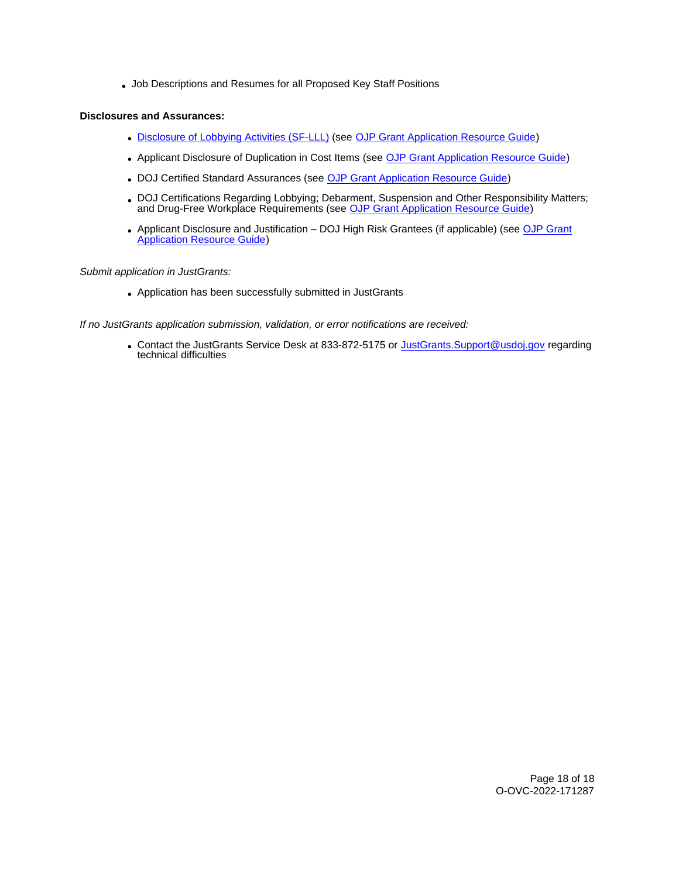- Job Descriptions and Resumes for all Proposed Key Staff Positions

**Disclosures and Assurances:**

- Disclosure of Lobbying Activities (SF-LLL) (see OJP Grant Application Resource Guide)
- Applicant Disclosure of Duplication in Cost Items (see OJP Grant Application Resource Guide)
- DOJ Certified Standard Assurances (see OJP Grant Application Resource Guide)
- DOJ Certifications Regarding Lobbying; Debarment, Suspension and Other Responsibility Matters; and Drug-Free Workplace Requirements (see OJP Grant Application Resource Guide)
- Applicant Disclosure and Justification – DOJ High Risk Grantees (if applicable) (see OJP Grant Application Resource Guide)

*Submit application in JustGrants:*

- Application has been successfully submitted in JustGrants

*If no JustGrants application submission, validation, or error notifications are received:*

- Contact the JustGrants Service Desk at 833-872-5175 or JustGrants.Support@usdoj.gov regarding technical difficulties